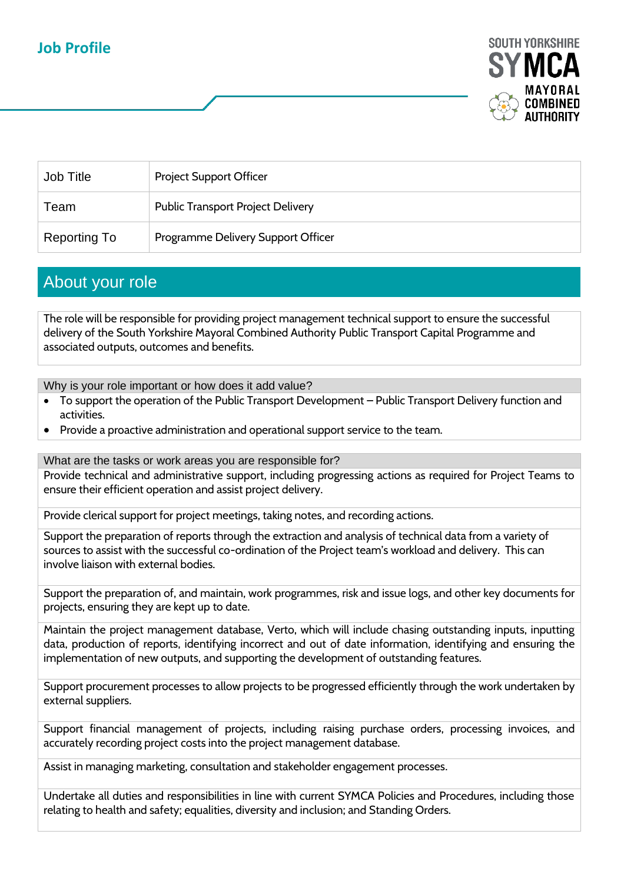# Job Profile

SOUTH YORKSHIRE SYMCA MAYORAL COMBINED AUTHORITY

| Job Title | Project Support Officer |
|---|---|
| Team | Public Transport Project Delivery |
| Reporting To | Programme Delivery Support Officer |

## About your role

The role will be responsible for providing project management technical support to ensure the successful delivery of the South Yorkshire Mayoral Combined Authority Public Transport Capital Programme and associated outputs, outcomes and benefits.

### Why is your role important or how does it add value?

- To support the operation of the Public Transport Development – Public Transport Delivery function and activities.
- Provide a proactive administration and operational support service to the team.

### What are the tasks or work areas you are responsible for?

Provide technical and administrative support, including progressing actions as required for Project Teams to ensure their efficient operation and assist project delivery.

Provide clerical support for project meetings, taking notes, and recording actions.

Support the preparation of reports through the extraction and analysis of technical data from a variety of sources to assist with the successful co-ordination of the Project team's workload and delivery. This can involve liaison with external bodies.

Support the preparation of, and maintain, work programmes, risk and issue logs, and other key documents for projects, ensuring they are kept up to date.

Maintain the project management database, Verto, which will include chasing outstanding inputs, inputting data, production of reports, identifying incorrect and out of date information, identifying and ensuring the implementation of new outputs, and supporting the development of outstanding features.

Support procurement processes to allow projects to be progressed efficiently through the work undertaken by external suppliers.

Support financial management of projects, including raising purchase orders, processing invoices, and accurately recording project costs into the project management database.

Assist in managing marketing, consultation and stakeholder engagement processes.

Undertake all duties and responsibilities in line with current SYMCA Policies and Procedures, including those relating to health and safety; equalities, diversity and inclusion; and Standing Orders.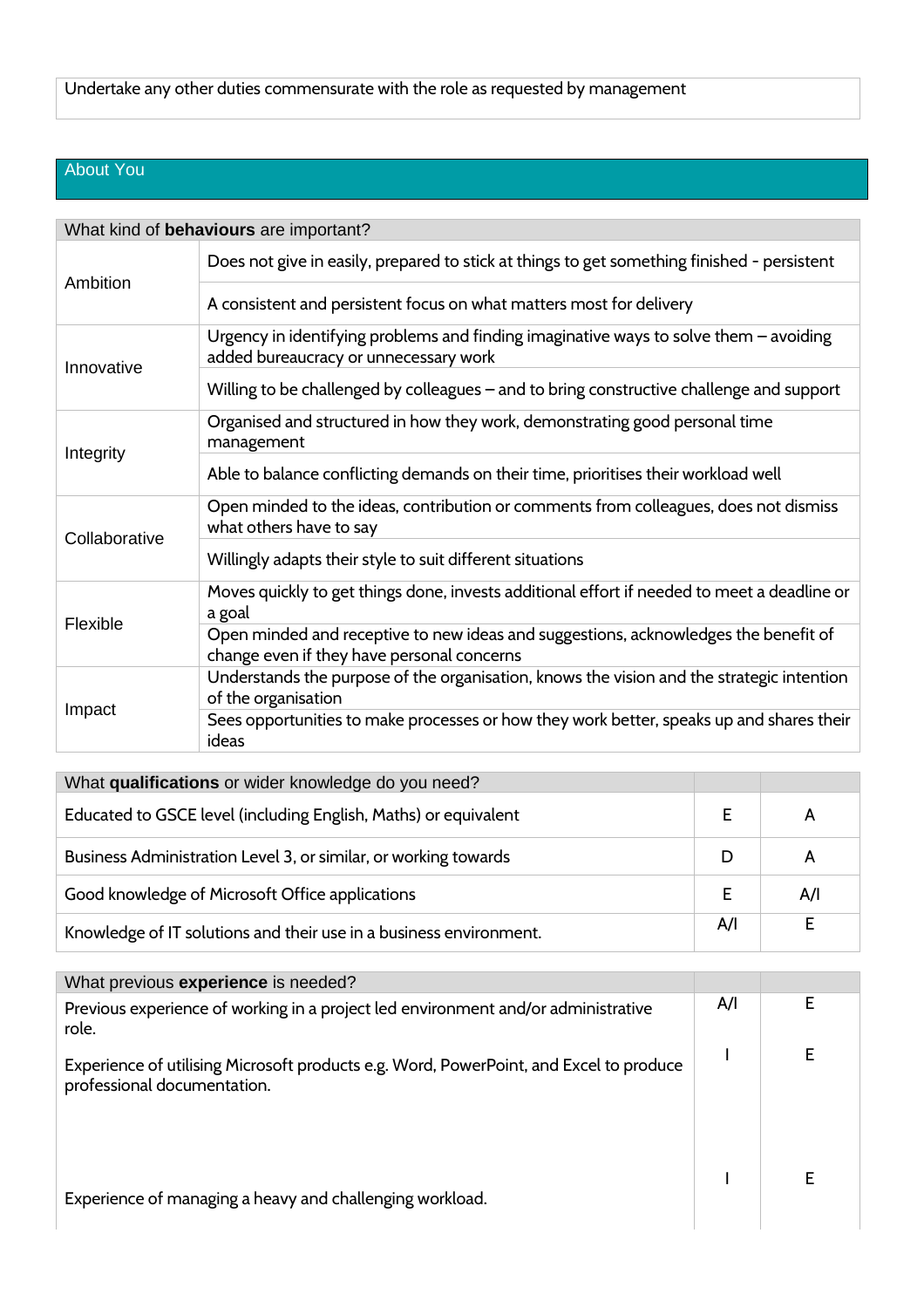| Undertake any other duties commensurate with the role as requested by management |
| --- |

## About You

| What kind of **behaviours** are important? | |
| --- | --- |
| Ambition | Does not give in easily, prepared to stick at things to get something finished - persistent |
| | A consistent and persistent focus on what matters most for delivery |
| Innovative | Urgency in identifying problems and finding imaginative ways to solve them – avoiding added bureaucracy or unnecessary work |
| | Willing to be challenged by colleagues – and to bring constructive challenge and support |
| Integrity | Organised and structured in how they work, demonstrating good personal time management |
| | Able to balance conflicting demands on their time, prioritises their workload well |
| Collaborative | Open minded to the ideas, contribution or comments from colleagues, does not dismiss what others have to say |
| | Willingly adapts their style to suit different situations |
| Flexible | Moves quickly to get things done, invests additional effort if needed to meet a deadline or a goal |
| | Open minded and receptive to new ideas and suggestions, acknowledges the benefit of change even if they have personal concerns |
| Impact | Understands the purpose of the organisation, knows the vision and the strategic intention of the organisation |
| | Sees opportunities to make processes or how they work better, speaks up and shares their ideas |

| What **qualifications** or wider knowledge do you need? | | |
| --- | --- | --- |
| Educated to GSCE level (including English, Maths) or equivalent | E | A |
| Business Administration Level 3, or similar, or working towards | D | A |
| Good knowledge of Microsoft Office applications | E | A/I |
| Knowledge of IT solutions and their use in a business environment. | A/I | E |

| What previous **experience** is needed? | | |
| --- | --- | --- |
| Previous experience of working in a project led environment and/or administrative role. | A/I | E |
| Experience of utilising Microsoft products e.g. Word, PowerPoint, and Excel to produce professional documentation. | I | E |
| Experience of managing a heavy and challenging workload. | I | E |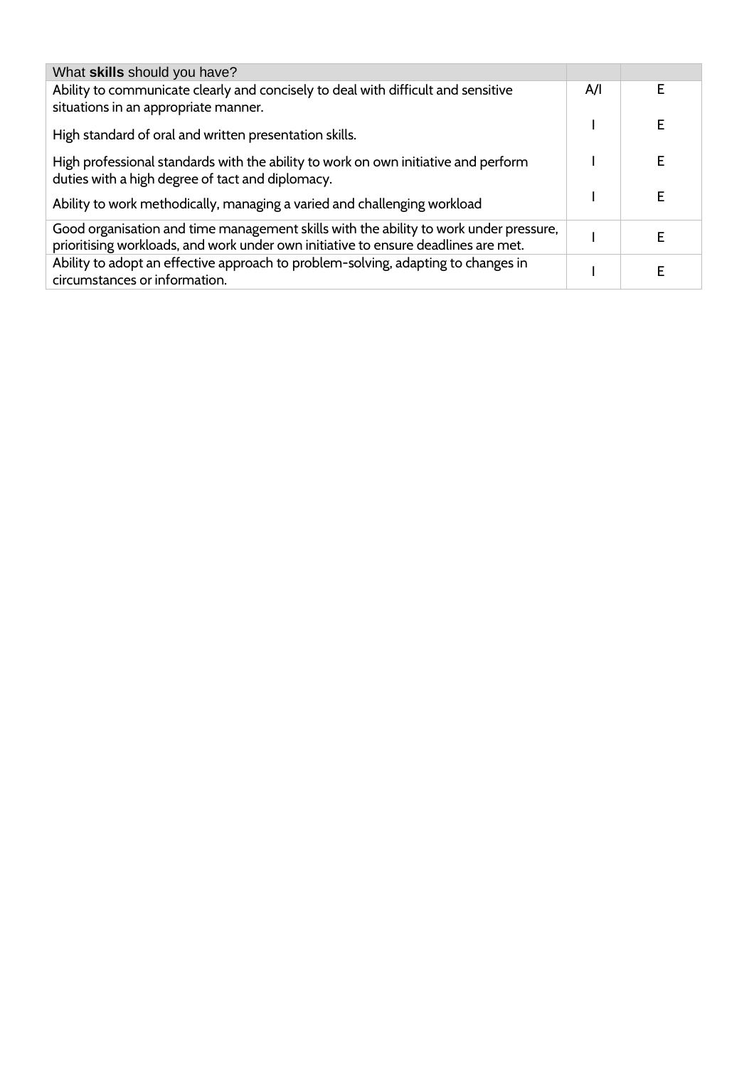| What **skills** should you have? | | |
|---|---|---|
| Ability to communicate clearly and concisely to deal with difficult and sensitive situations in an appropriate manner. | A/I | E |
| High standard of oral and written presentation skills. | I | E |
| High professional standards with the ability to work on own initiative and perform duties with a high degree of tact and diplomacy. | I | E |
| Ability to work methodically, managing a varied and challenging workload | I | E |
| Good organisation and time management skills with the ability to work under pressure, prioritising workloads, and work under own initiative to ensure deadlines are met. | I | E |
| Ability to adopt an effective approach to problem-solving, adapting to changes in circumstances or information. | I | E |